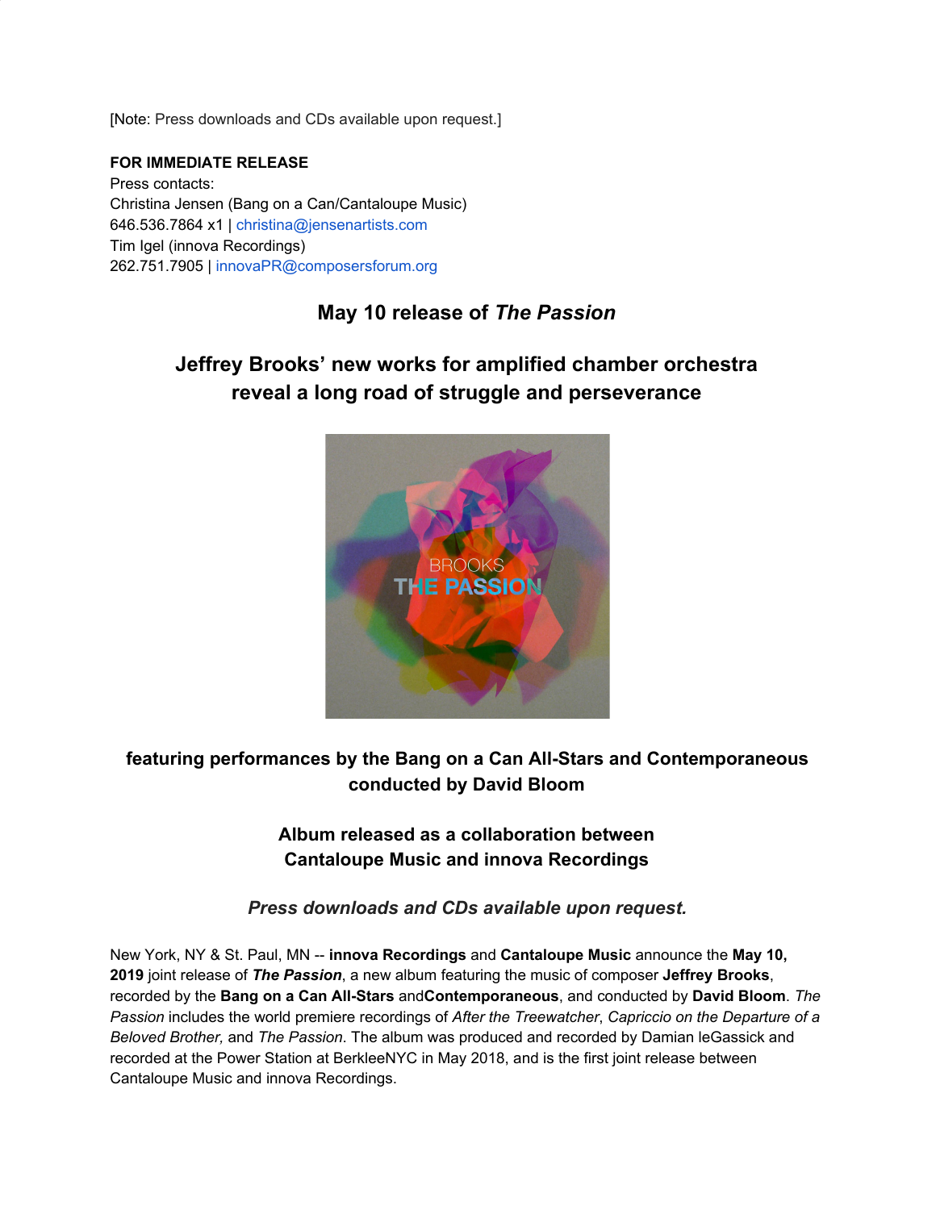[Note: Press downloads and CDs available upon request.]

**FOR IMMEDIATE RELEASE**
Press contacts:
Christina Jensen (Bang on a Can/Cantaloupe Music)
646.536.7864 x1 | christina@jensenartists.com
Tim Igel (innova Recordings)
262.751.7905 | innovaPR@composersforum.org

## May 10 release of *The Passion*

## Jeffrey Brooks' new works for amplified chamber orchestra reveal a long road of struggle and perseverance

### featuring performances by the Bang on a Can All-Stars and Contemporaneous conducted by David Bloom

### Album released as a collaboration between Cantaloupe Music and innova Recordings

***Press downloads and CDs available upon request.***

New York, NY & St. Paul, MN -- **innova Recordings** and **Cantaloupe Music** announce the **May 10, 2019** joint release of ***The Passion***, a new album featuring the music of composer **Jeffrey Brooks**, recorded by the **Bang on a Can All-Stars** and**Contemporaneous**, and conducted by **David Bloom**. *The Passion* includes the world premiere recordings of *After the Treewatcher*, *Capriccio on the Departure of a Beloved Brother,* and *The Passion*. The album was produced and recorded by Damian leGassick and recorded at the Power Station at BerkleeNYC in May 2018, and is the first joint release between Cantaloupe Music and innova Recordings.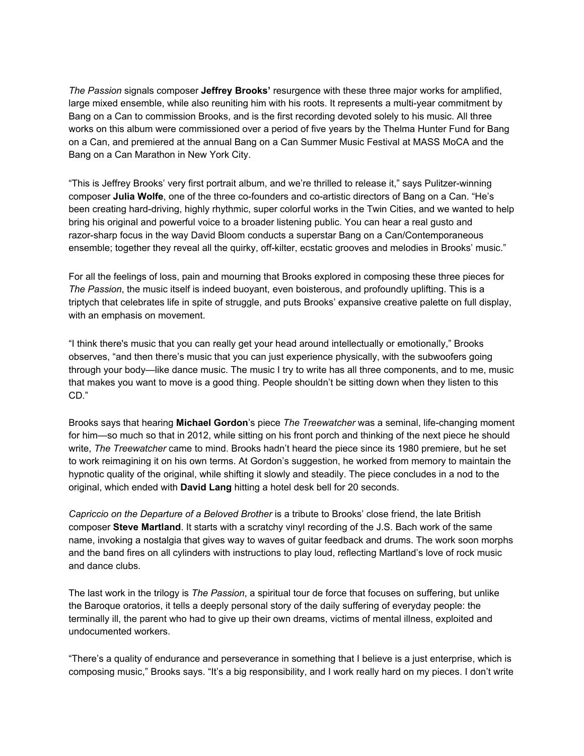*The Passion* signals composer **Jeffrey Brooks'** resurgence with these three major works for amplified, large mixed ensemble, while also reuniting him with his roots. It represents a multi-year commitment by Bang on a Can to commission Brooks, and is the first recording devoted solely to his music. All three works on this album were commissioned over a period of five years by the Thelma Hunter Fund for Bang on a Can, and premiered at the annual Bang on a Can Summer Music Festival at MASS MoCA and the Bang on a Can Marathon in New York City.

"This is Jeffrey Brooks' very first portrait album, and we're thrilled to release it," says Pulitzer-winning composer **Julia Wolfe**, one of the three co-founders and co-artistic directors of Bang on a Can. "He's been creating hard-driving, highly rhythmic, super colorful works in the Twin Cities, and we wanted to help bring his original and powerful voice to a broader listening public. You can hear a real gusto and razor-sharp focus in the way David Bloom conducts a superstar Bang on a Can/Contemporaneous ensemble; together they reveal all the quirky, off-kilter, ecstatic grooves and melodies in Brooks' music."

For all the feelings of loss, pain and mourning that Brooks explored in composing these three pieces for *The Passion*, the music itself is indeed buoyant, even boisterous, and profoundly uplifting. This is a triptych that celebrates life in spite of struggle, and puts Brooks' expansive creative palette on full display, with an emphasis on movement.

"I think there's music that you can really get your head around intellectually or emotionally," Brooks observes, "and then there's music that you can just experience physically, with the subwoofers going through your body—like dance music. The music I try to write has all three components, and to me, music that makes you want to move is a good thing. People shouldn't be sitting down when they listen to this CD."

Brooks says that hearing **Michael Gordon**'s piece *The Treewatcher* was a seminal, life-changing moment for him—so much so that in 2012, while sitting on his front porch and thinking of the next piece he should write, *The Treewatcher* came to mind. Brooks hadn't heard the piece since its 1980 premiere, but he set to work reimagining it on his own terms. At Gordon's suggestion, he worked from memory to maintain the hypnotic quality of the original, while shifting it slowly and steadily. The piece concludes in a nod to the original, which ended with **David Lang** hitting a hotel desk bell for 20 seconds.

*Capriccio on the Departure of a Beloved Brother* is a tribute to Brooks' close friend, the late British composer **Steve Martland**. It starts with a scratchy vinyl recording of the J.S. Bach work of the same name, invoking a nostalgia that gives way to waves of guitar feedback and drums. The work soon morphs and the band fires on all cylinders with instructions to play loud, reflecting Martland's love of rock music and dance clubs.

The last work in the trilogy is *The Passion*, a spiritual tour de force that focuses on suffering, but unlike the Baroque oratorios, it tells a deeply personal story of the daily suffering of everyday people: the terminally ill, the parent who had to give up their own dreams, victims of mental illness, exploited and undocumented workers.

"There's a quality of endurance and perseverance in something that I believe is a just enterprise, which is composing music," Brooks says. "It's a big responsibility, and I work really hard on my pieces. I don't write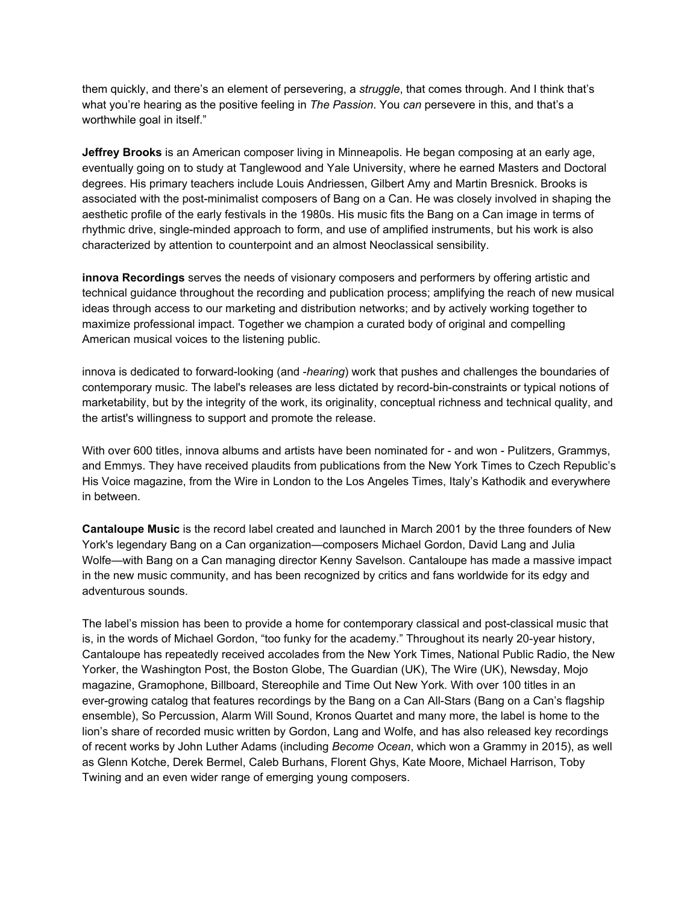them quickly, and there's an element of persevering, a *struggle*, that comes through. And I think that's what you're hearing as the positive feeling in *The Passion*. You *can* persevere in this, and that's a worthwhile goal in itself."

**Jeffrey Brooks** is an American composer living in Minneapolis. He began composing at an early age, eventually going on to study at Tanglewood and Yale University, where he earned Masters and Doctoral degrees. His primary teachers include Louis Andriessen, Gilbert Amy and Martin Bresnick. Brooks is associated with the post-minimalist composers of Bang on a Can. He was closely involved in shaping the aesthetic profile of the early festivals in the 1980s. His music fits the Bang on a Can image in terms of rhythmic drive, single-minded approach to form, and use of amplified instruments, but his work is also characterized by attention to counterpoint and an almost Neoclassical sensibility.

**innova Recordings** serves the needs of visionary composers and performers by offering artistic and technical guidance throughout the recording and publication process; amplifying the reach of new musical ideas through access to our marketing and distribution networks; and by actively working together to maximize professional impact. Together we champion a curated body of original and compelling American musical voices to the listening public.

innova is dedicated to forward-looking (and -*hearing*) work that pushes and challenges the boundaries of contemporary music. The label's releases are less dictated by record-bin-constraints or typical notions of marketability, but by the integrity of the work, its originality, conceptual richness and technical quality, and the artist's willingness to support and promote the release.

With over 600 titles, innova albums and artists have been nominated for - and won - Pulitzers, Grammys, and Emmys. They have received plaudits from publications from the New York Times to Czech Republic's His Voice magazine, from the Wire in London to the Los Angeles Times, Italy's Kathodik and everywhere in between.

**Cantaloupe Music** is the record label created and launched in March 2001 by the three founders of New York's legendary Bang on a Can organization—composers Michael Gordon, David Lang and Julia Wolfe—with Bang on a Can managing director Kenny Savelson. Cantaloupe has made a massive impact in the new music community, and has been recognized by critics and fans worldwide for its edgy and adventurous sounds.

The label's mission has been to provide a home for contemporary classical and post-classical music that is, in the words of Michael Gordon, "too funky for the academy." Throughout its nearly 20-year history, Cantaloupe has repeatedly received accolades from the New York Times, National Public Radio, the New Yorker, the Washington Post, the Boston Globe, The Guardian (UK), The Wire (UK), Newsday, Mojo magazine, Gramophone, Billboard, Stereophile and Time Out New York. With over 100 titles in an ever-growing catalog that features recordings by the Bang on a Can All-Stars (Bang on a Can's flagship ensemble), So Percussion, Alarm Will Sound, Kronos Quartet and many more, the label is home to the lion's share of recorded music written by Gordon, Lang and Wolfe, and has also released key recordings of recent works by John Luther Adams (including *Become Ocean*, which won a Grammy in 2015), as well as Glenn Kotche, Derek Bermel, Caleb Burhans, Florent Ghys, Kate Moore, Michael Harrison, Toby Twining and an even wider range of emerging young composers.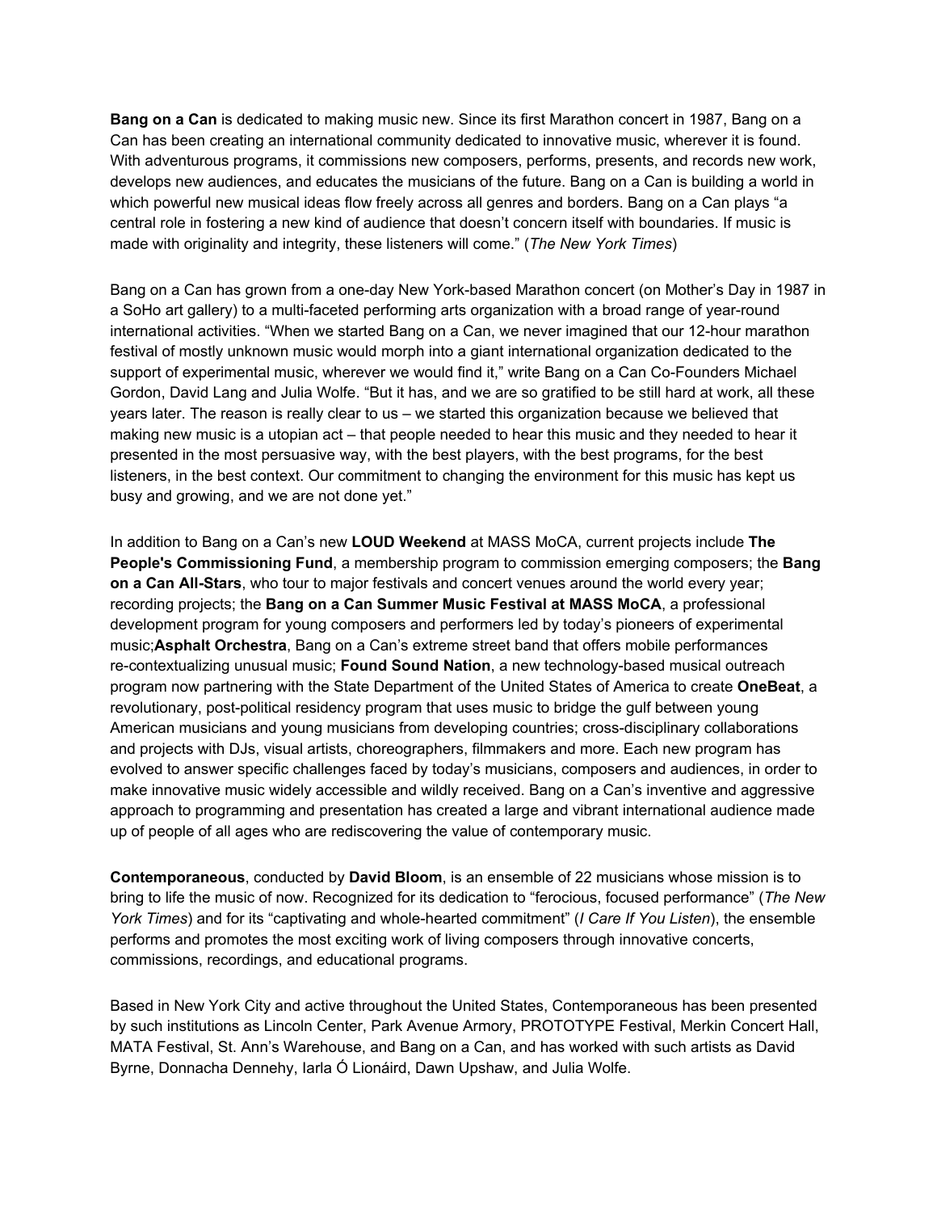**Bang on a Can** is dedicated to making music new. Since its first Marathon concert in 1987, Bang on a Can has been creating an international community dedicated to innovative music, wherever it is found. With adventurous programs, it commissions new composers, performs, presents, and records new work, develops new audiences, and educates the musicians of the future. Bang on a Can is building a world in which powerful new musical ideas flow freely across all genres and borders. Bang on a Can plays "a central role in fostering a new kind of audience that doesn't concern itself with boundaries. If music is made with originality and integrity, these listeners will come." (*The New York Times*)

Bang on a Can has grown from a one-day New York-based Marathon concert (on Mother's Day in 1987 in a SoHo art gallery) to a multi-faceted performing arts organization with a broad range of year-round international activities. "When we started Bang on a Can, we never imagined that our 12-hour marathon festival of mostly unknown music would morph into a giant international organization dedicated to the support of experimental music, wherever we would find it," write Bang on a Can Co-Founders Michael Gordon, David Lang and Julia Wolfe. "But it has, and we are so gratified to be still hard at work, all these years later. The reason is really clear to us – we started this organization because we believed that making new music is a utopian act – that people needed to hear this music and they needed to hear it presented in the most persuasive way, with the best players, with the best programs, for the best listeners, in the best context. Our commitment to changing the environment for this music has kept us busy and growing, and we are not done yet."

In addition to Bang on a Can's new **LOUD Weekend** at MASS MoCA, current projects include **The People's Commissioning Fund**, a membership program to commission emerging composers; the **Bang on a Can All-Stars**, who tour to major festivals and concert venues around the world every year; recording projects; the **Bang on a Can Summer Music Festival at MASS MoCA**, a professional development program for young composers and performers led by today's pioneers of experimental music;**Asphalt Orchestra**, Bang on a Can's extreme street band that offers mobile performances re-contextualizing unusual music; **Found Sound Nation**, a new technology-based musical outreach program now partnering with the State Department of the United States of America to create **OneBeat**, a revolutionary, post-political residency program that uses music to bridge the gulf between young American musicians and young musicians from developing countries; cross-disciplinary collaborations and projects with DJs, visual artists, choreographers, filmmakers and more. Each new program has evolved to answer specific challenges faced by today's musicians, composers and audiences, in order to make innovative music widely accessible and wildly received. Bang on a Can's inventive and aggressive approach to programming and presentation has created a large and vibrant international audience made up of people of all ages who are rediscovering the value of contemporary music.

**Contemporaneous**, conducted by **David Bloom**, is an ensemble of 22 musicians whose mission is to bring to life the music of now. Recognized for its dedication to "ferocious, focused performance" (*The New York Times*) and for its "captivating and whole-hearted commitment" (*I Care If You Listen*), the ensemble performs and promotes the most exciting work of living composers through innovative concerts, commissions, recordings, and educational programs.

Based in New York City and active throughout the United States, Contemporaneous has been presented by such institutions as Lincoln Center, Park Avenue Armory, PROTOTYPE Festival, Merkin Concert Hall, MATA Festival, St. Ann's Warehouse, and Bang on a Can, and has worked with such artists as David Byrne, Donnacha Dennehy, Iarla Ó Lionáird, Dawn Upshaw, and Julia Wolfe.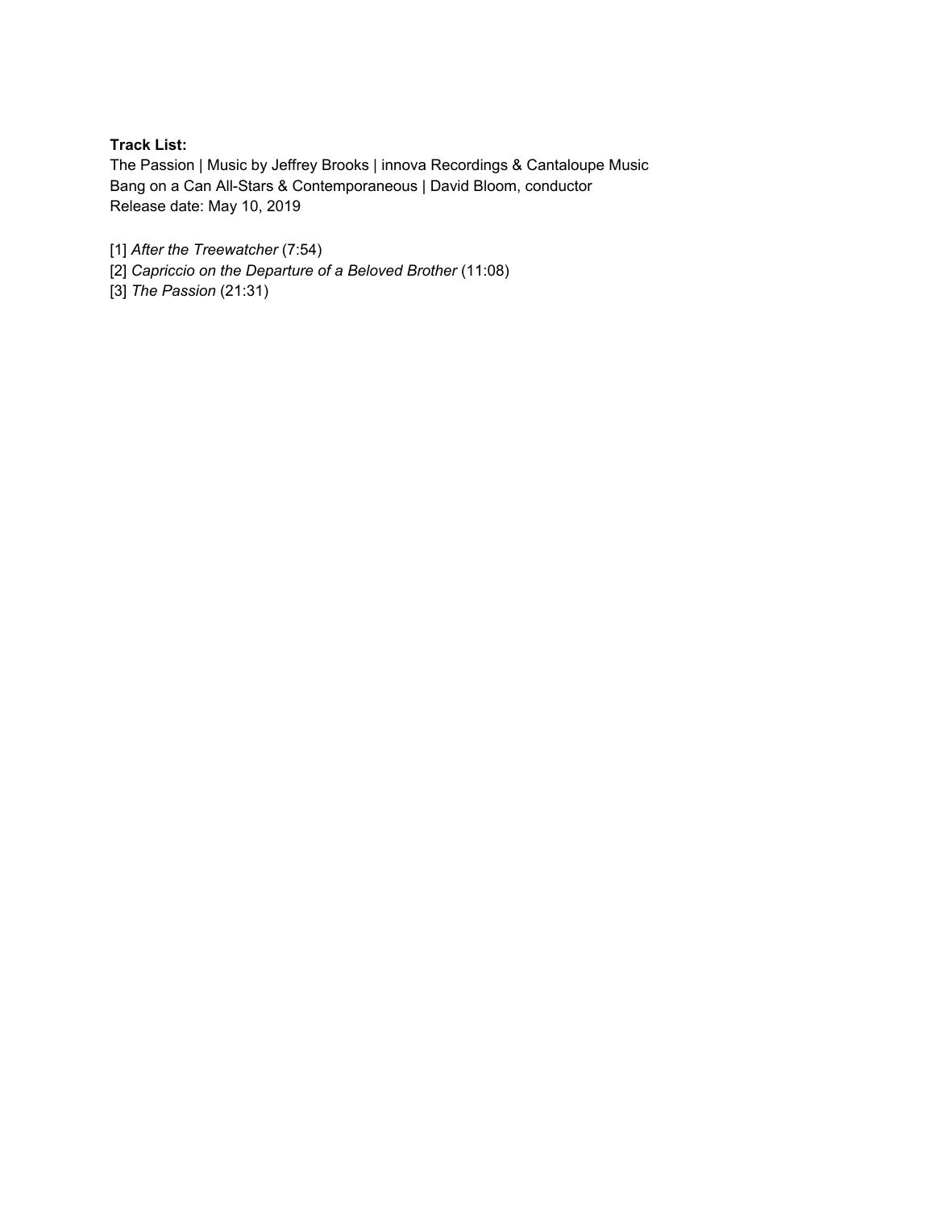**Track List:**
The Passion | Music by Jeffrey Brooks | innova Recordings & Cantaloupe Music
Bang on a Can All-Stars & Contemporaneous | David Bloom, conductor
Release date: May 10, 2019

[1] *After the Treewatcher* (7:54)
[2] *Capriccio on the Departure of a Beloved Brother* (11:08)
[3] *The Passion* (21:31)